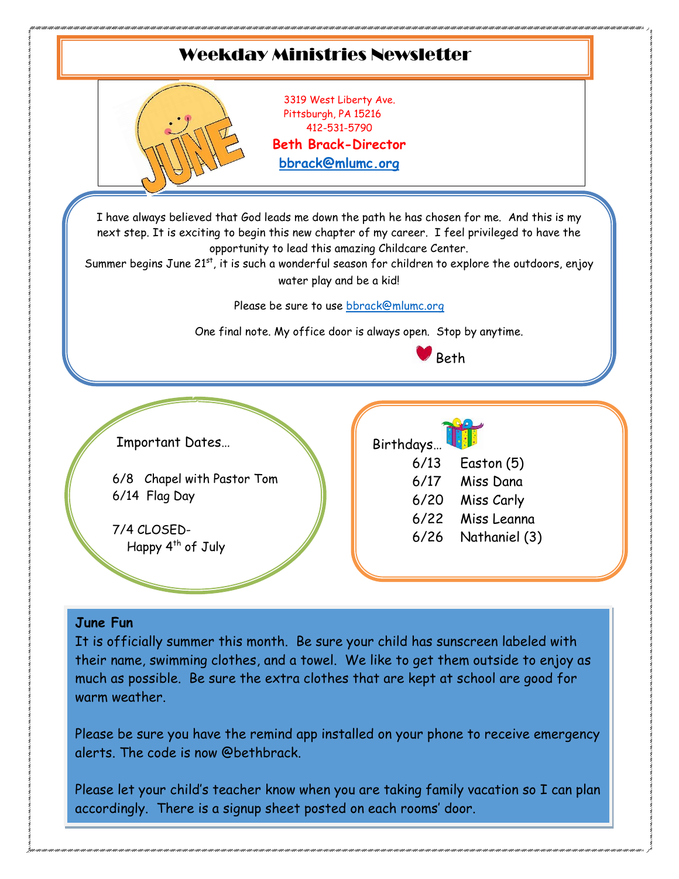# Weekday Ministries Newsletter

JUNE

3319 West Liberty Ave.
Pittsburgh, PA 15216
412-531-5790

**Beth Brack-Director**

**bbrack@mlumc.org**

I have always believed that God leads me down the path he has chosen for me. And this is my next step. It is exciting to begin this new chapter of my career. I feel privileged to have the opportunity to lead this amazing Childcare Center.
Summer begins June 21st, it is such a wonderful season for children to explore the outdoors, enjoy water play and be a kid!

Please be sure to use bbrack@mlumc.org

One final note. My office door is always open. Stop by anytime.

Beth

Important Dates…

6/8 Chapel with Pastor Tom
6/14 Flag Day

7/4 CLOSED-
Happy 4th of July

Birthdays…

6/13 Easton (5)
6/17 Miss Dana
6/20 Miss Carly
6/22 Miss Leanna
6/26 Nathaniel (3)

**June Fun**

It is officially summer this month. Be sure your child has sunscreen labeled with their name, swimming clothes, and a towel. We like to get them outside to enjoy as much as possible. Be sure the extra clothes that are kept at school are good for warm weather.

Please be sure you have the remind app installed on your phone to receive emergency alerts. The code is now @bethbrack.

Please let your child's teacher know when you are taking family vacation so I can plan accordingly. There is a signup sheet posted on each rooms' door.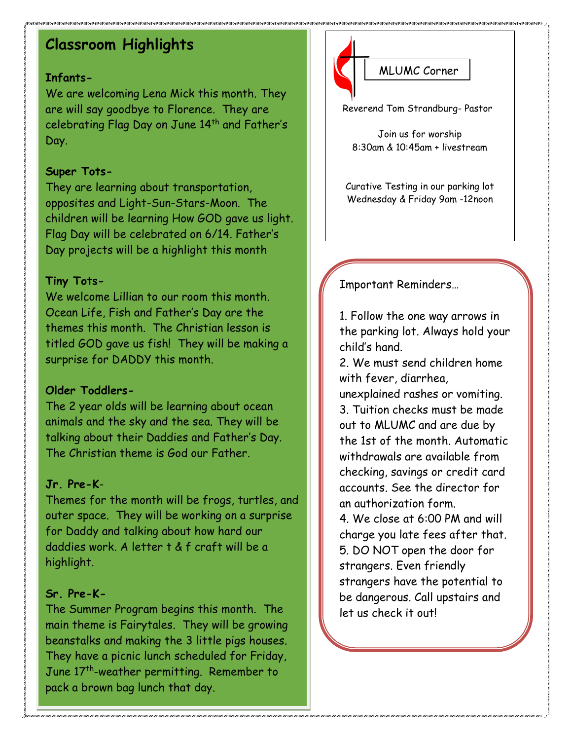## Classroom Highlights

**Infants-**

We are welcoming Lena Mick this month. They are will say goodbye to Florence. They are celebrating Flag Day on June 14th and Father's Day.

**Super Tots-**

They are learning about transportation, opposites and Light-Sun-Stars-Moon. The children will be learning How GOD gave us light. Flag Day will be celebrated on 6/14. Father's Day projects will be a highlight this month

**Tiny Tots-**

We welcome Lillian to our room this month. Ocean Life, Fish and Father's Day are the themes this month. The Christian lesson is titled GOD gave us fish! They will be making a surprise for DADDY this month.

**Older Toddlers-**

The 2 year olds will be learning about ocean animals and the sky and the sea. They will be talking about their Daddies and Father's Day. The Christian theme is God our Father.

**Jr. Pre-K-**

Themes for the month will be frogs, turtles, and outer space. They will be working on a surprise for Daddy and talking about how hard our daddies work. A letter t & f craft will be a highlight.

**Sr. Pre-K-**

The Summer Program begins this month. The main theme is Fairytales. They will be growing beanstalks and making the 3 little pigs houses. They have a picnic lunch scheduled for Friday, June 17th-weather permitting. Remember to pack a brown bag lunch that day.

### MLUMC Corner

Reverend Tom Strandburg- Pastor

Join us for worship
8:30am & 10:45am + livestream

Curative Testing in our parking lot
Wednesday & Friday 9am -12noon

Important Reminders…

1. Follow the one way arrows in the parking lot. Always hold your child's hand.
2. We must send children home with fever, diarrhea, unexplained rashes or vomiting.
3. Tuition checks must be made out to MLUMC and are due by the 1st of the month. Automatic withdrawals are available from checking, savings or credit card accounts. See the director for an authorization form.
4. We close at 6:00 PM and will charge you late fees after that.
5. DO NOT open the door for strangers. Even friendly strangers have the potential to be dangerous. Call upstairs and let us check it out!